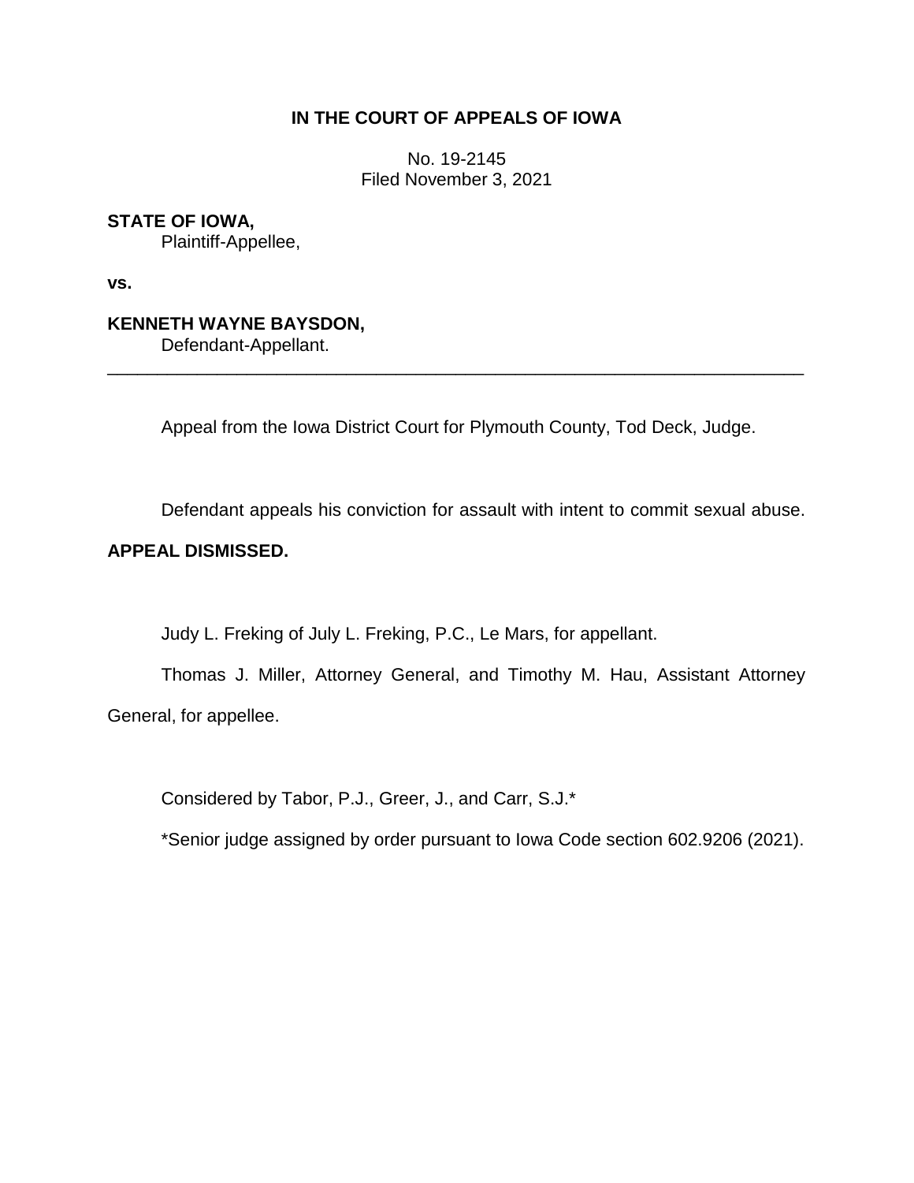**IN THE COURT OF APPEALS OF IOWA**

No. 19-2145
Filed November 3, 2021

**STATE OF IOWA,**
Plaintiff-Appellee,

**vs.**

**KENNETH WAYNE BAYSDON,**
Defendant-Appellant.

---

Appeal from the Iowa District Court for Plymouth County, Tod Deck, Judge.

Defendant appeals his conviction for assault with intent to commit sexual abuse.

**APPEAL DISMISSED.**

Judy L. Freking of July L. Freking, P.C., Le Mars, for appellant.

Thomas J. Miller, Attorney General, and Timothy M. Hau, Assistant Attorney General, for appellee.

Considered by Tabor, P.J., Greer, J., and Carr, S.J.*

*Senior judge assigned by order pursuant to Iowa Code section 602.9206 (2021).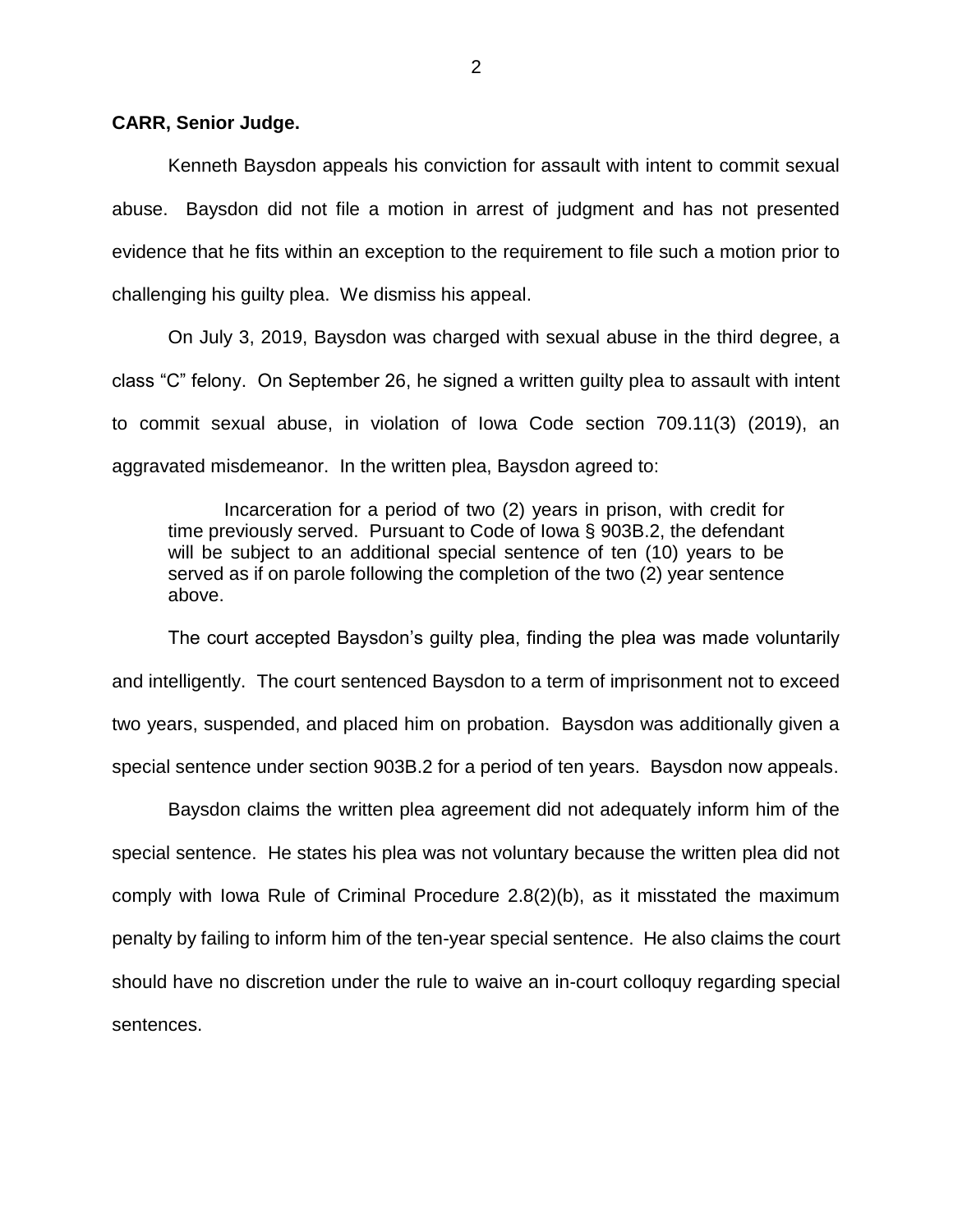**CARR, Senior Judge.**

Kenneth Baysdon appeals his conviction for assault with intent to commit sexual abuse. Baysdon did not file a motion in arrest of judgment and has not presented evidence that he fits within an exception to the requirement to file such a motion prior to challenging his guilty plea. We dismiss his appeal.

On July 3, 2019, Baysdon was charged with sexual abuse in the third degree, a class "C" felony. On September 26, he signed a written guilty plea to assault with intent to commit sexual abuse, in violation of Iowa Code section 709.11(3) (2019), an aggravated misdemeanor. In the written plea, Baysdon agreed to:

> Incarceration for a period of two (2) years in prison, with credit for time previously served. Pursuant to Code of Iowa § 903B.2, the defendant will be subject to an additional special sentence of ten (10) years to be served as if on parole following the completion of the two (2) year sentence above.

The court accepted Baysdon's guilty plea, finding the plea was made voluntarily and intelligently. The court sentenced Baysdon to a term of imprisonment not to exceed two years, suspended, and placed him on probation. Baysdon was additionally given a special sentence under section 903B.2 for a period of ten years. Baysdon now appeals.

Baysdon claims the written plea agreement did not adequately inform him of the special sentence. He states his plea was not voluntary because the written plea did not comply with Iowa Rule of Criminal Procedure 2.8(2)(b), as it misstated the maximum penalty by failing to inform him of the ten-year special sentence. He also claims the court should have no discretion under the rule to waive an in-court colloquy regarding special sentences.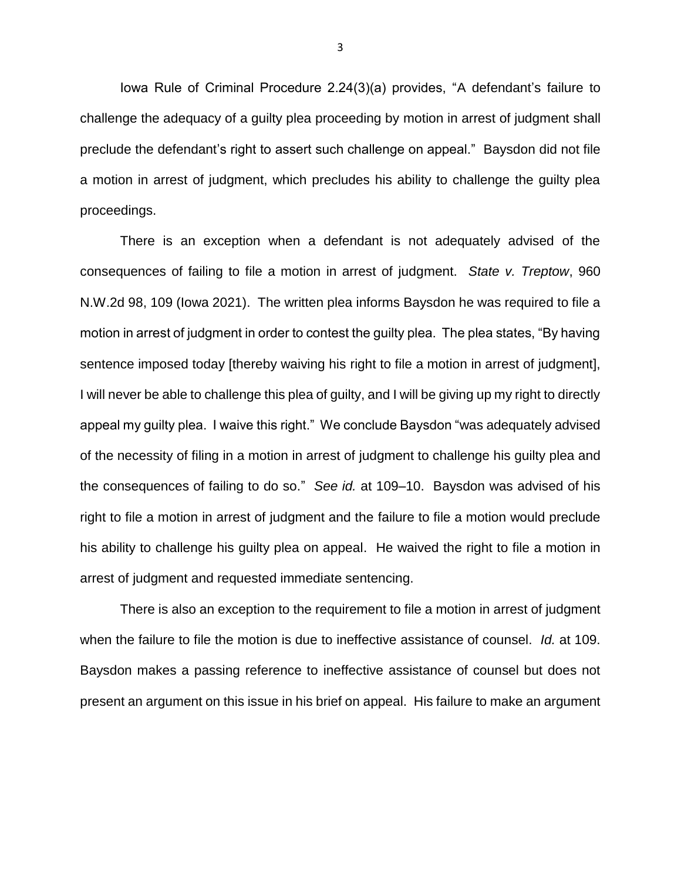Iowa Rule of Criminal Procedure 2.24(3)(a) provides, "A defendant's failure to challenge the adequacy of a guilty plea proceeding by motion in arrest of judgment shall preclude the defendant's right to assert such challenge on appeal." Baysdon did not file a motion in arrest of judgment, which precludes his ability to challenge the guilty plea proceedings.

There is an exception when a defendant is not adequately advised of the consequences of failing to file a motion in arrest of judgment. *State v. Treptow*, 960 N.W.2d 98, 109 (Iowa 2021). The written plea informs Baysdon he was required to file a motion in arrest of judgment in order to contest the guilty plea. The plea states, "By having sentence imposed today [thereby waiving his right to file a motion in arrest of judgment], I will never be able to challenge this plea of guilty, and I will be giving up my right to directly appeal my guilty plea. I waive this right." We conclude Baysdon "was adequately advised of the necessity of filing in a motion in arrest of judgment to challenge his guilty plea and the consequences of failing to do so." *See id.* at 109–10. Baysdon was advised of his right to file a motion in arrest of judgment and the failure to file a motion would preclude his ability to challenge his guilty plea on appeal. He waived the right to file a motion in arrest of judgment and requested immediate sentencing.

There is also an exception to the requirement to file a motion in arrest of judgment when the failure to file the motion is due to ineffective assistance of counsel. *Id.* at 109. Baysdon makes a passing reference to ineffective assistance of counsel but does not present an argument on this issue in his brief on appeal. His failure to make an argument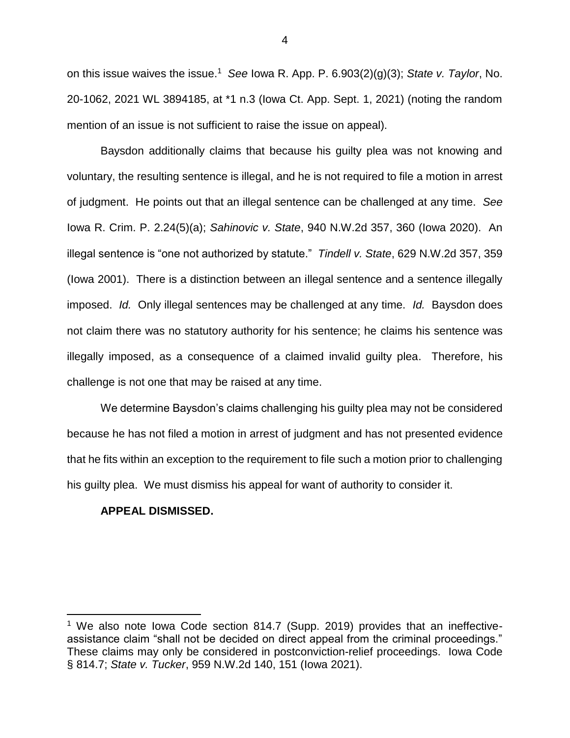on this issue waives the issue.[1] *See* Iowa R. App. P. 6.903(2)(g)(3); *State v. Taylor*, No. 20-1062, 2021 WL 3894185, at *1 n.3 (Iowa Ct. App. Sept. 1, 2021) (noting the random mention of an issue is not sufficient to raise the issue on appeal).

Baysdon additionally claims that because his guilty plea was not knowing and voluntary, the resulting sentence is illegal, and he is not required to file a motion in arrest of judgment. He points out that an illegal sentence can be challenged at any time. *See* Iowa R. Crim. P. 2.24(5)(a); *Sahinovic v. State*, 940 N.W.2d 357, 360 (Iowa 2020). An illegal sentence is "one not authorized by statute." *Tindell v. State*, 629 N.W.2d 357, 359 (Iowa 2001). There is a distinction between an illegal sentence and a sentence illegally imposed. *Id.* Only illegal sentences may be challenged at any time. *Id.* Baysdon does not claim there was no statutory authority for his sentence; he claims his sentence was illegally imposed, as a consequence of a claimed invalid guilty plea. Therefore, his challenge is not one that may be raised at any time.

We determine Baysdon's claims challenging his guilty plea may not be considered because he has not filed a motion in arrest of judgment and has not presented evidence that he fits within an exception to the requirement to file such a motion prior to challenging his guilty plea. We must dismiss his appeal for want of authority to consider it.

**APPEAL DISMISSED.**

---

[1] We also note Iowa Code section 814.7 (Supp. 2019) provides that an ineffective-assistance claim "shall not be decided on direct appeal from the criminal proceedings." These claims may only be considered in postconviction-relief proceedings. Iowa Code § 814.7; *State v. Tucker*, 959 N.W.2d 140, 151 (Iowa 2021).